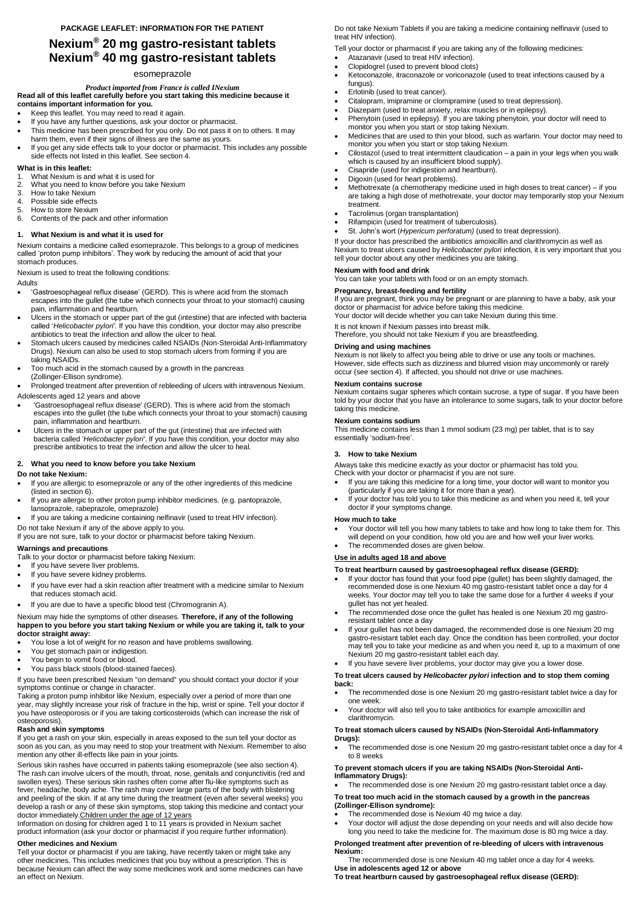**PACKAGE LEAFLET: INFORMATION FOR THE PATIENT**

# Nexium® 20 mg gastro-resistant tablets
# Nexium® 40 mg gastro-resistant tablets

esomeprazole

***Product imported from France is called INexium***

**Read all of this leaflet carefully before you start taking this medicine because it contains important information for you.**

- Keep this leaflet. You may need to read it again.
- If you have any further questions, ask your doctor or pharmacist.
- This medicine has been prescribed for you only. Do not pass it on to others. It may harm them, even if their signs of illness are the same as yours.
- If you get any side effects talk to your doctor or pharmacist. This includes any possible side effects not listed in this leaflet. See section 4.

**What is in this leaflet:**

1. What Nexium is and what it is used for
2. What you need to know before you take Nexium
3. How to take Nexium
4. Possible side effects
5. How to store Nexium
6. Contents of the pack and other information

## 1. What Nexium is and what it is used for

Nexium contains a medicine called esomeprazole. This belongs to a group of medicines called 'proton pump inhibitors'. They work by reducing the amount of acid that your stomach produces.

Nexium is used to treat the following conditions:

Adults

- 'Gastroesophageal reflux disease' (GERD). This is where acid from the stomach escapes into the gullet (the tube which connects your throat to your stomach) causing pain, inflammation and heartburn.
- Ulcers in the stomach or upper part of the gut (intestine) that are infected with bacteria called '*Helicobacter pylori*'. If you have this condition, your doctor may also prescribe antibiotics to treat the infection and allow the ulcer to heal.
- Stomach ulcers caused by medicines called NSAIDs (Non-Steroidal Anti-Inflammatory Drugs). Nexium can also be used to stop stomach ulcers from forming if you are taking NSAIDs.
- Too much acid in the stomach caused by a growth in the pancreas (Zollinger-Ellison syndrome).
- Prolonged treatment after prevention of rebleeding of ulcers with intravenous Nexium.

Adolescents aged 12 years and above

- 'Gastroesophageal reflux disease' (GERD). This is where acid from the stomach escapes into the gullet (the tube which connects your throat to your stomach) causing pain, inflammation and heartburn.
- Ulcers in the stomach or upper part of the gut (intestine) that are infected with bacteria called '*Helicobacter pylori*'. If you have this condition, your doctor may also prescribe antibiotics to treat the infection and allow the ulcer to heal.

## 2. What you need to know before you take Nexium

**Do not take Nexium:**

- If you are allergic to esomeprazole or any of the other ingredients of this medicine (listed in section 6).
- If you are allergic to other proton pump inhibitor medicines. (e.g. pantoprazole, lansoprazole, rabeprazole, omeprazole)
- If you are taking a medicine containing nelfinavir (used to treat HIV infection).

Do not take Nexium if any of the above apply to you.
If you are not sure, talk to your doctor or pharmacist before taking Nexium.

**Warnings and precautions**

Talk to your doctor or pharmacist before taking Nexium:

- If you have severe liver problems.
- If you have severe kidney problems.
- If you have ever had a skin reaction after treatment with a medicine similar to Nexium that reduces stomach acid.
- If you are due to have a specific blood test (Chromogranin A).

Nexium may hide the symptoms of other diseases. **Therefore, if any of the following happen to you before you start taking Nexium or while you are taking it, talk to your doctor straight away:**

- You lose a lot of weight for no reason and have problems swallowing.
- You get stomach pain or indigestion.
- You begin to vomit food or blood.
- You pass black stools (blood-stained faeces).

If you have been prescribed Nexium "on demand" you should contact your doctor if your symptoms continue or change in character.

Taking a proton pump inhibitor like Nexium, especially over a period of more than one year, may slightly increase your risk of fracture in the hip, wrist or spine. Tell your doctor if you have osteoporosis or if you are taking corticosteroids (which can increase the risk of osteoporosis).

**Rash and skin symptoms**

If you get a rash on your skin, especially in areas exposed to the sun tell your doctor as soon as you can, as you may need to stop your treatment with Nexium. Remember to also mention any other ill-effects like pain in your joints.

Serious skin rashes have occurred in patients taking esomeprazole (see also section 4). The rash can involve ulcers of the mouth, throat, nose, genitals and conjunctivitis (red and swollen eyes). These serious skin rashes often come after flu-like symptoms such as fever, headache, body ache. The rash may cover large parts of the body with blistering and peeling of the skin. If at any time during the treatment (even after several weeks) you develop a rash or any of these skin symptoms, stop taking this medicine and contact your doctor immediately.<u>Children under the age of 12 years</u>

Information on dosing for children aged 1 to 11 years is provided in Nexium sachet product information (ask your doctor or pharmacist if you require further information).

**Other medicines and Nexium**

Tell your doctor or pharmacist if you are taking, have recently taken or might take any other medicines. This includes medicines that you buy without a prescription. This is because Nexium can affect the way some medicines work and some medicines can have an effect on Nexium.

Do not take Nexium Tablets if you are taking a medicine containing nelfinavir (used to treat HIV infection).

Tell your doctor or pharmacist if you are taking any of the following medicines:

- Atazanavir (used to treat HIV infection).
- Clopidogrel (used to prevent blood clots)
- Ketoconazole, itraconazole or voriconazole (used to treat infections caused by a fungus).
- Erlotinib (used to treat cancer).
- Citalopram, imipramine or clomipramine (used to treat depression).
- Diazepam (used to treat anxiety, relax muscles or in epilepsy).
- Phenytoin (used in epilepsy). If you are taking phenytoin, your doctor will need to monitor you when you start or stop taking Nexium.
- Medicines that are used to thin your blood, such as warfarin. Your doctor may need to monitor you when you start or stop taking Nexium.
- Cilostazol (used to treat intermittent claudication – a pain in your legs when you walk which is caused by an insufficient blood supply).
- Cisapride (used for indigestion and heartburn).
- Digoxin (used for heart problems).
- Methotrexate (a chemotherapy medicine used in high doses to treat cancer) – if you are taking a high dose of methotrexate, your doctor may temporarily stop your Nexium treatment.
- Tacrolimus (organ transplantation)
- Rifampicin (used for treatment of tuberculosis).
- St. John's wort (*Hypericum perforatum*) (used to treat depression).

If your doctor has prescribed the antibiotics amoxicillin and clarithromycin as well as Nexium to treat ulcers caused by *Helicobacter pylori* infection, it is very important that you tell your doctor about any other medicines you are taking.

**Nexium with food and drink**

You can take your tablets with food or on an empty stomach.

**Pregnancy, breast-feeding and fertility**

If you are pregnant, think you may be pregnant or are planning to have a baby, ask your doctor or pharmacist for advice before taking this medicine.
Your doctor will decide whether you can take Nexium during this time.

It is not known if Nexium passes into breast milk.
Therefore, you should not take Nexium if you are breastfeeding.

**Driving and using machines**

Nexium is not likely to affect you being able to drive or use any tools or machines. However, side effects such as dizziness and blurred vision may uncommonly or rarely occur (see section 4). If affected, you should not drive or use machines.

**Nexium contains sucrose**

Nexium contains sugar spheres which contain sucrose, a type of sugar. If you have been told by your doctor that you have an intolerance to some sugars, talk to your doctor before taking this medicine.

**Nexium contains sodium**

This medicine contains less than 1 mmol sodium (23 mg) per tablet, that is to say essentially 'sodium-free'.

## 3. How to take Nexium

Always take this medicine exactly as your doctor or pharmacist has told you.
Check with your doctor or pharmacist if you are not sure.

- If you are taking this medicine for a long time, your doctor will want to monitor you (particularly if you are taking it for more than a year).
- If your doctor has told you to take this medicine as and when you need it, tell your doctor if your symptoms change.

**How much to take**

- Your doctor will tell you how many tablets to take and how long to take them for. This will depend on your condition, how old you are and how well your liver works.
- The recommended doses are given below.

**<u>Use in adults aged 18 and above</u>**

**To treat heartburn caused by gastroesophageal reflux disease (GERD):**

- If your doctor has found that your food pipe (gullet) has been slightly damaged, the recommended dose is one Nexium 40 mg gastro-resistant tablet once a day for 4 weeks. Your doctor may tell you to take the same dose for a further 4 weeks if your gullet has not yet healed.
- The recommended dose once the gullet has healed is one Nexium 20 mg gastro-resistant tablet once a day
- If your gullet has not been damaged, the recommended dose is one Nexium 20 mg gastro-resistant tablet each day. Once the condition has been controlled, your doctor may tell you to take your medicine as and when you need it, up to a maximum of one Nexium 20 mg gastro-resistant tablet each day.
- If you have severe liver problems, your doctor may give you a lower dose.

**To treat ulcers caused by *Helicobacter pylori* infection and to stop them coming back:**

- The recommended dose is one Nexium 20 mg gastro-resistant tablet twice a day for one week.
- Your doctor will also tell you to take antibiotics for example amoxicillin and clarithromycin.

**To treat stomach ulcers caused by NSAIDs (Non-Steroidal Anti-Inflammatory Drugs):**

- The recommended dose is one Nexium 20 mg gastro-resistant tablet once a day for 4 to 8 weeks

**To prevent stomach ulcers if you are taking NSAIDs (Non-Steroidal Anti-Inflammatory Drugs):**

- The recommended dose is one Nexium 20 mg gastro-resistant tablet once a day.

**To treat too much acid in the stomach caused by a growth in the pancreas (Zollinger-Ellison syndrome):**

- The recommended dose is Nexium 40 mg twice a day.
- Your doctor will adjust the dose depending on your needs and will also decide how long you need to take the medicine for. The maximum dose is 80 mg twice a day.

**Prolonged treatment after prevention of re-bleeding of ulcers with intravenous Nexium:**

The recommended dose is one Nexium 40 mg tablet once a day for 4 weeks.

**Use in adolescents aged 12 or above**

**To treat heartburn caused by gastroesophageal reflux disease (GERD):**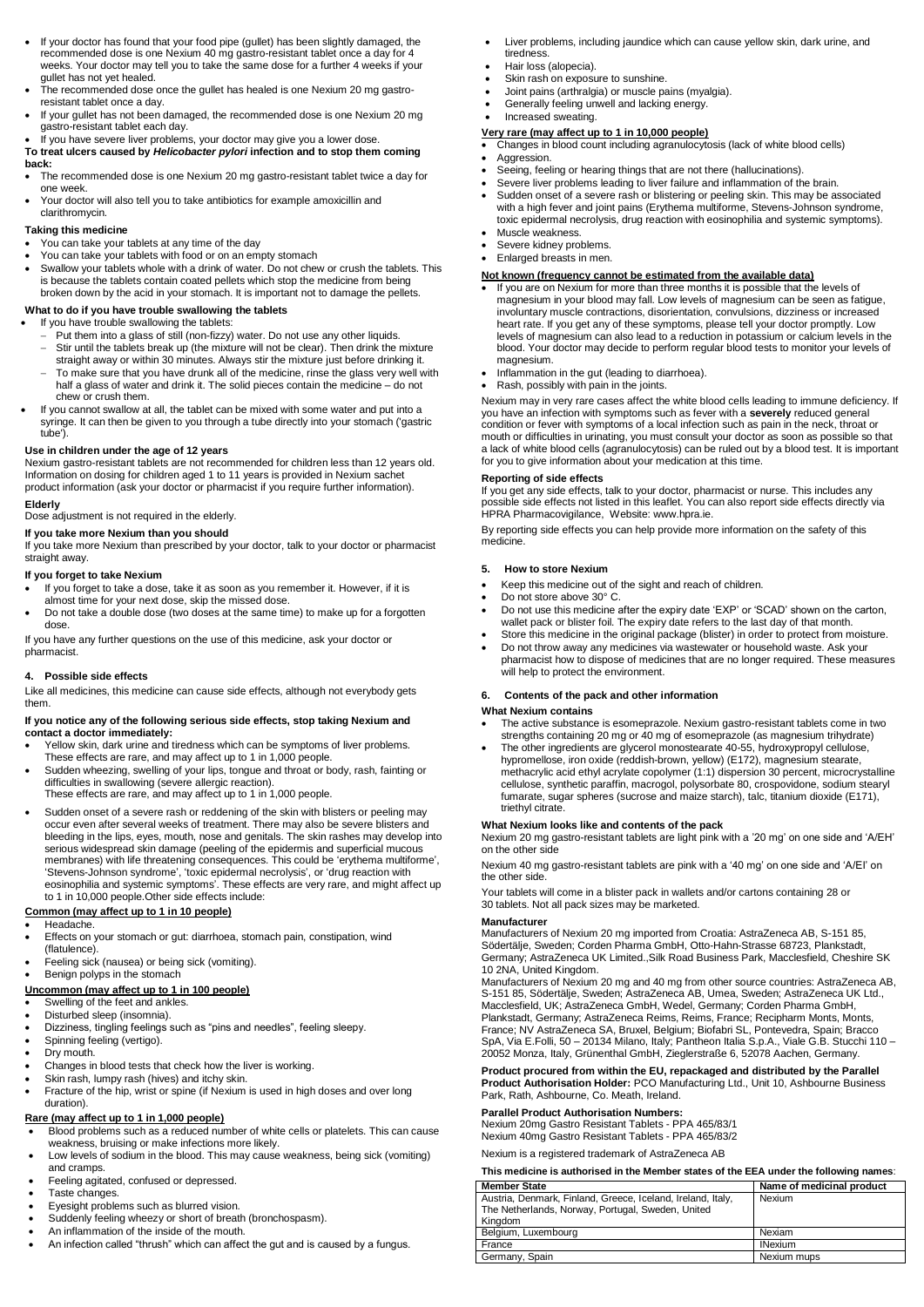- If your doctor has found that your food pipe (gullet) has been slightly damaged, the recommended dose is one Nexium 40 mg gastro-resistant tablet once a day for 4 weeks. Your doctor may tell you to take the same dose for a further 4 weeks if your gullet has not yet healed.
- The recommended dose once the gullet has healed is one Nexium 20 mg gastro-resistant tablet once a day.
- If your gullet has not been damaged, the recommended dose is one Nexium 20 mg gastro-resistant tablet each day.
- If you have severe liver problems, your doctor may give you a lower dose.

**To treat ulcers caused by *Helicobacter pylori* infection and to stop them coming back:**

- The recommended dose is one Nexium 20 mg gastro-resistant tablet twice a day for one week.
- Your doctor will also tell you to take antibiotics for example amoxicillin and clarithromycin.

**Taking this medicine**

- You can take your tablets at any time of the day
- You can take your tablets with food or on an empty stomach
- Swallow your tablets whole with a drink of water. Do not chew or crush the tablets. This is because the tablets contain coated pellets which stop the medicine from being broken down by the acid in your stomach. It is important not to damage the pellets.

**What to do if you have trouble swallowing the tablets**

- If you have trouble swallowing the tablets:
  - Put them into a glass of still (non-fizzy) water. Do not use any other liquids.
  - Stir until the tablets break up (the mixture will not be clear). Then drink the mixture straight away or within 30 minutes. Always stir the mixture just before drinking it.
  - To make sure that you have drunk all of the medicine, rinse the glass very well with half a glass of water and drink it. The solid pieces contain the medicine – do not chew or crush them.
- If you cannot swallow at all, the tablet can be mixed with some water and put into a syringe. It can then be given to you through a tube directly into your stomach ('gastric tube').

**Use in children under the age of 12 years**

Nexium gastro-resistant tablets are not recommended for children less than 12 years old. Information on dosing for children aged 1 to 11 years is provided in Nexium sachet product information (ask your doctor or pharmacist if you require further information).

**Elderly**

Dose adjustment is not required in the elderly.

**If you take more Nexium than you should**

If you take more Nexium than prescribed by your doctor, talk to your doctor or pharmacist straight away.

**If you forget to take Nexium**

- If you forget to take a dose, take it as soon as you remember it. However, if it is almost time for your next dose, skip the missed dose.
- Do not take a double dose (two doses at the same time) to make up for a forgotten dose.

If you have any further questions on the use of this medicine, ask your doctor or pharmacist.

## 4. Possible side effects

Like all medicines, this medicine can cause side effects, although not everybody gets them.

**If you notice any of the following serious side effects, stop taking Nexium and contact a doctor immediately:**

- Yellow skin, dark urine and tiredness which can be symptoms of liver problems. These effects are rare, and may affect up to 1 in 1,000 people.
- Sudden wheezing, swelling of your lips, tongue and throat or body, rash, fainting or difficulties in swallowing (severe allergic reaction). These effects are rare, and may affect up to 1 in 1,000 people.
- Sudden onset of a severe rash or reddening of the skin with blisters or peeling may occur even after several weeks of treatment. There may also be severe blisters and bleeding in the lips, eyes, mouth, nose and genitals. The skin rashes may develop into serious widespread skin damage (peeling of the epidermis and superficial mucous membranes) with life threatening consequences. This could be 'erythema multiforme', 'Stevens-Johnson syndrome', 'toxic epidermal necrolysis', or 'drug reaction with eosinophilia and systemic symptoms'. These effects are very rare, and might affect up to 1 in 10,000 people.Other side effects include:

**Common (may affect up to 1 in 10 people)**

- Headache.
- Effects on your stomach or gut: diarrhoea, stomach pain, constipation, wind (flatulence).
- Feeling sick (nausea) or being sick (vomiting).
- Benign polyps in the stomach

**Uncommon (may affect up to 1 in 100 people)**

- Swelling of the feet and ankles.
- Disturbed sleep (insomnia).
- Dizziness, tingling feelings such as "pins and needles", feeling sleepy.
- Spinning feeling (vertigo).
- Dry mouth.
- Changes in blood tests that check how the liver is working.
- Skin rash, lumpy rash (hives) and itchy skin.
- Fracture of the hip, wrist or spine (if Nexium is used in high doses and over long duration).

**Rare (may affect up to 1 in 1,000 people)**

- Blood problems such as a reduced number of white cells or platelets. This can cause weakness, bruising or make infections more likely.
- Low levels of sodium in the blood. This may cause weakness, being sick (vomiting) and cramps.
- Feeling agitated, confused or depressed.
- Taste changes.
- Eyesight problems such as blurred vision.
- Suddenly feeling wheezy or short of breath (bronchospasm).
- An inflammation of the inside of the mouth.
- An infection called "thrush" which can affect the gut and is caused by a fungus.
- Liver problems, including jaundice which can cause yellow skin, dark urine, and tiredness.
- Hair loss (alopecia).
- Skin rash on exposure to sunshine.
- Joint pains (arthralgia) or muscle pains (myalgia).
- Generally feeling unwell and lacking energy.
- Increased sweating.

**Very rare (may affect up to 1 in 10,000 people)**

- Changes in blood count including agranulocytosis (lack of white blood cells)
- Aggression.
- Seeing, feeling or hearing things that are not there (hallucinations).
- Severe liver problems leading to liver failure and inflammation of the brain.
- Sudden onset of a severe rash or blistering or peeling skin. This may be associated with a high fever and joint pains (Erythema multiforme, Stevens-Johnson syndrome, toxic epidermal necrolysis, drug reaction with eosinophilia and systemic symptoms).
- Muscle weakness.
- Severe kidney problems.
- Enlarged breasts in men.

**Not known (frequency cannot be estimated from the available data)**

- If you are on Nexium for more than three months it is possible that the levels of magnesium in your blood may fall. Low levels of magnesium can be seen as fatigue, involuntary muscle contractions, disorientation, convulsions, dizziness or increased heart rate. If you get any of these symptoms, please tell your doctor promptly. Low levels of magnesium can also lead to a reduction in potassium or calcium levels in the blood. Your doctor may decide to perform regular blood tests to monitor your levels of magnesium.
- Inflammation in the gut (leading to diarrhoea).
- Rash, possibly with pain in the joints.

Nexium may in very rare cases affect the white blood cells leading to immune deficiency. If you have an infection with symptoms such as fever with a **severely** reduced general condition or fever with symptoms of a local infection such as pain in the neck, throat or mouth or difficulties in urinating, you must consult your doctor as soon as possible so that a lack of white blood cells (agranulocytosis) can be ruled out by a blood test. It is important for you to give information about your medication at this time.

**Reporting of side effects**

If you get any side effects, talk to your doctor, pharmacist or nurse. This includes any possible side effects not listed in this leaflet. You can also report side effects directly via HPRA Pharmacovigilance, Website: www.hpra.ie.

By reporting side effects you can help provide more information on the safety of this medicine.

## 5. How to store Nexium

- Keep this medicine out of the sight and reach of children.
- Do not store above 30° C.
- Do not use this medicine after the expiry date 'EXP' or 'SCAD' shown on the carton, wallet pack or blister foil. The expiry date refers to the last day of that month.
- Store this medicine in the original package (blister) in order to protect from moisture.
- Do not throw away any medicines via wastewater or household waste. Ask your pharmacist how to dispose of medicines that are no longer required. These measures will help to protect the environment.

## 6. Contents of the pack and other information

**What Nexium contains**

- The active substance is esomeprazole. Nexium gastro-resistant tablets come in two strengths containing 20 mg or 40 mg of esomeprazole (as magnesium trihydrate)
- The other ingredients are glycerol monostearate 40-55, hydroxypropyl cellulose, hypromellose, iron oxide (reddish-brown, yellow) (E172), magnesium stearate, methacrylic acid ethyl acrylate copolymer (1:1) dispersion 30 percent, microcrystalline cellulose, synthetic paraffin, macrogol, polysorbate 80, crospovidone, sodium stearyl fumarate, sugar spheres (sucrose and maize starch), talc, titanium dioxide (E171), triethyl citrate.

**What Nexium looks like and contents of the pack**

Nexium 20 mg gastro-resistant tablets are light pink with a '20 mg' on one side and 'A/EH' on the other side

Nexium 40 mg gastro-resistant tablets are pink with a '40 mg' on one side and 'A/EI' on the other side.

Your tablets will come in a blister pack in wallets and/or cartons containing 28 or 30 tablets. Not all pack sizes may be marketed.

**Manufacturer**

Manufacturers of Nexium 20 mg imported from Croatia: AstraZeneca AB, S-151 85, Södertälje, Sweden; Corden Pharma GmbH, Otto-Hahn-Strasse 68723, Plankstadt, Germany; AstraZeneca UK Limited.,Silk Road Business Park, Macclesfield, Cheshire SK 10 2NA, United Kingdom.

Manufacturers of Nexium 20 mg and 40 mg from other source countries: AstraZeneca AB, S-151 85, Södertälje, Sweden; AstraZeneca AB, Umea, Sweden; AstraZeneca UK Ltd., Macclesfield, UK; AstraZeneca GmbH, Wedel, Germany; Corden Pharma GmbH, Plankstadt, Germany; AstraZeneca Reims, Reims, France; Recipharm Monts, Monts, France; NV AstraZeneca SA, Bruxel, Belgium; Biofabri SL, Pontevedra, Spain; Bracco SpA, Via E.Folli, 50 – 20134 Milano, Italy; Pantheon Italia S.p.A., Viale G.B. Stucchi 110 – 20052 Monza, Italy, Grünenthal GmbH, Zieglerstraße 6, 52078 Aachen, Germany.

**Product procured from within the EU, repackaged and distributed by the Parallel Product Authorisation Holder:** PCO Manufacturing Ltd., Unit 10, Ashbourne Business Park, Rath, Ashbourne, Co. Meath, Ireland.

**Parallel Product Authorisation Numbers:**

Nexium 20mg Gastro Resistant Tablets - PPA 465/83/1
Nexium 40mg Gastro Resistant Tablets - PPA 465/83/2

Nexium is a registered trademark of AstraZeneca AB

**This medicine is authorised in the Member states of the EEA under the following names**:

| Member State | Name of medicinal product |
|---|---|
| Austria, Denmark, Finland, Greece, Iceland, Ireland, Italy, The Netherlands, Norway, Portugal, Sweden, United Kingdom | Nexium |
| Belgium, Luxembourg | Nexiam |
| France | INexium |
| Germany, Spain | Nexium mups |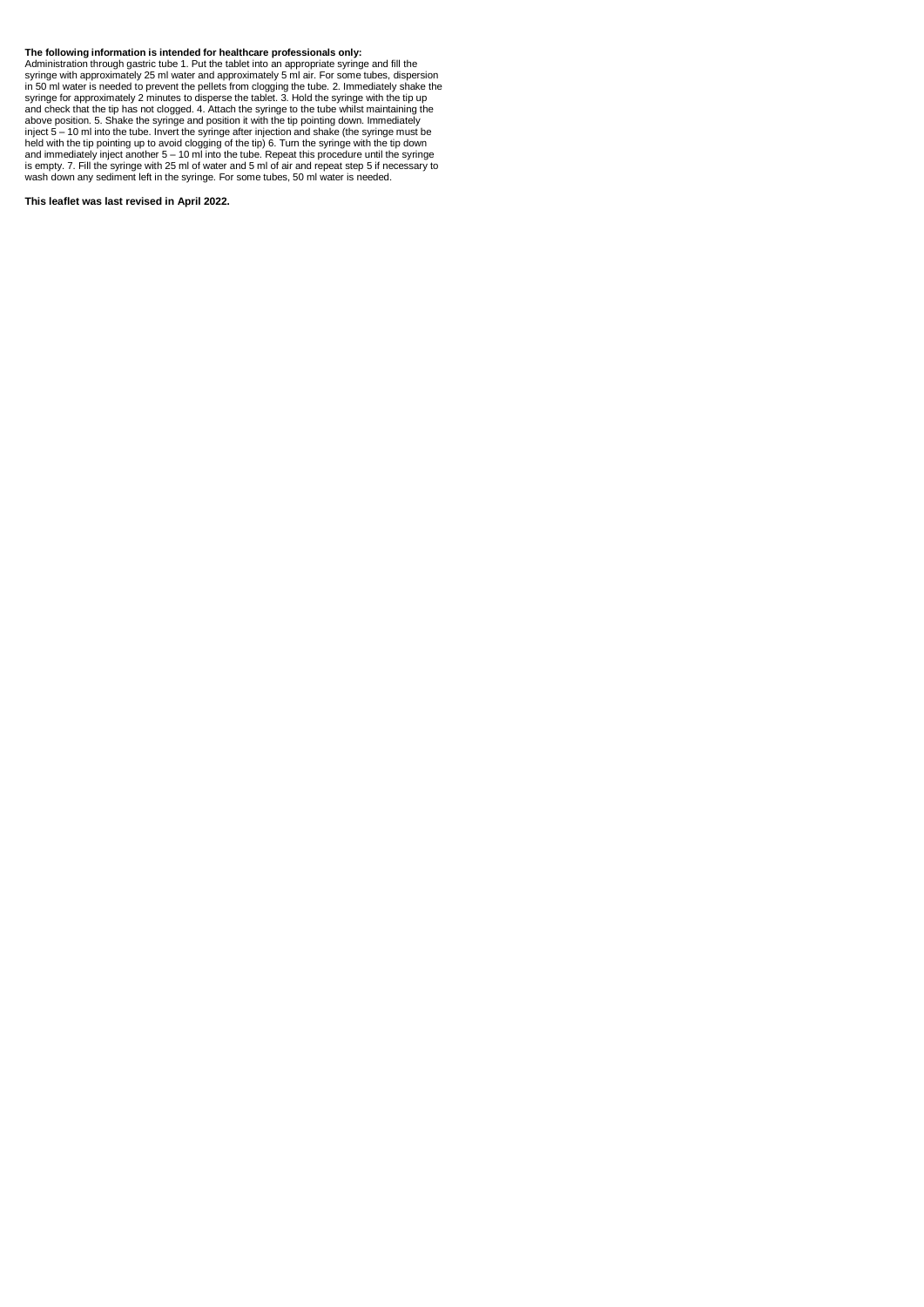**The following information is intended for healthcare professionals only:**

Administration through gastric tube 1. Put the tablet into an appropriate syringe and fill the syringe with approximately 25 ml water and approximately 5 ml air. For some tubes, dispersion in 50 ml water is needed to prevent the pellets from clogging the tube. 2. Immediately shake the syringe for approximately 2 minutes to disperse the tablet. 3. Hold the syringe with the tip up and check that the tip has not clogged. 4. Attach the syringe to the tube whilst maintaining the above position. 5. Shake the syringe and position it with the tip pointing down. Immediately inject 5 – 10 ml into the tube. Invert the syringe after injection and shake (the syringe must be held with the tip pointing up to avoid clogging of the tip) 6. Turn the syringe with the tip down and immediately inject another 5 – 10 ml into the tube. Repeat this procedure until the syringe is empty. 7. Fill the syringe with 25 ml of water and 5 ml of air and repeat step 5 if necessary to wash down any sediment left in the syringe. For some tubes, 50 ml water is needed.

**This leaflet was last revised in April 2022.**